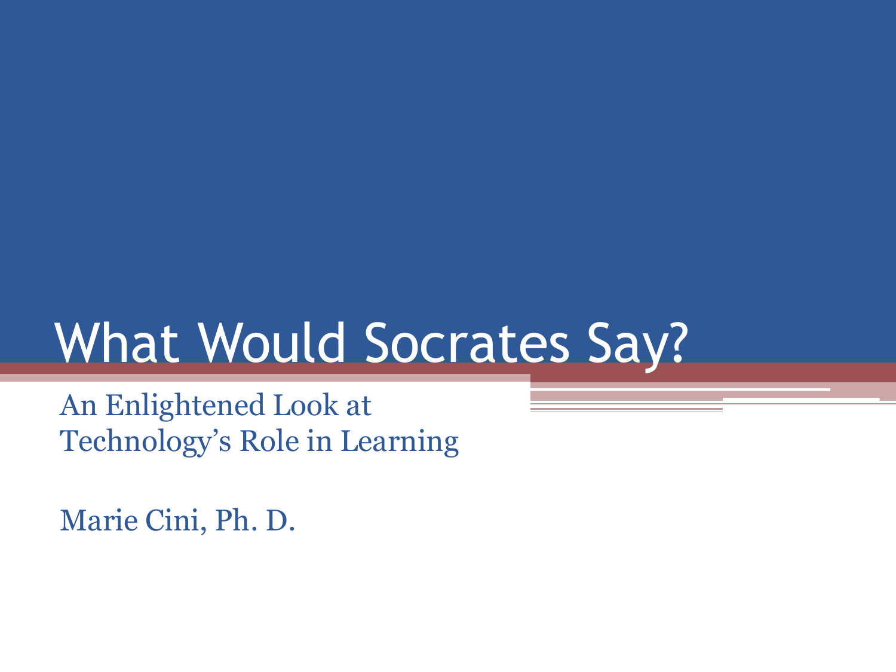# What Would Socrates Say?

An Enlightened Look at
Technology's Role in Learning

Marie Cini, Ph. D.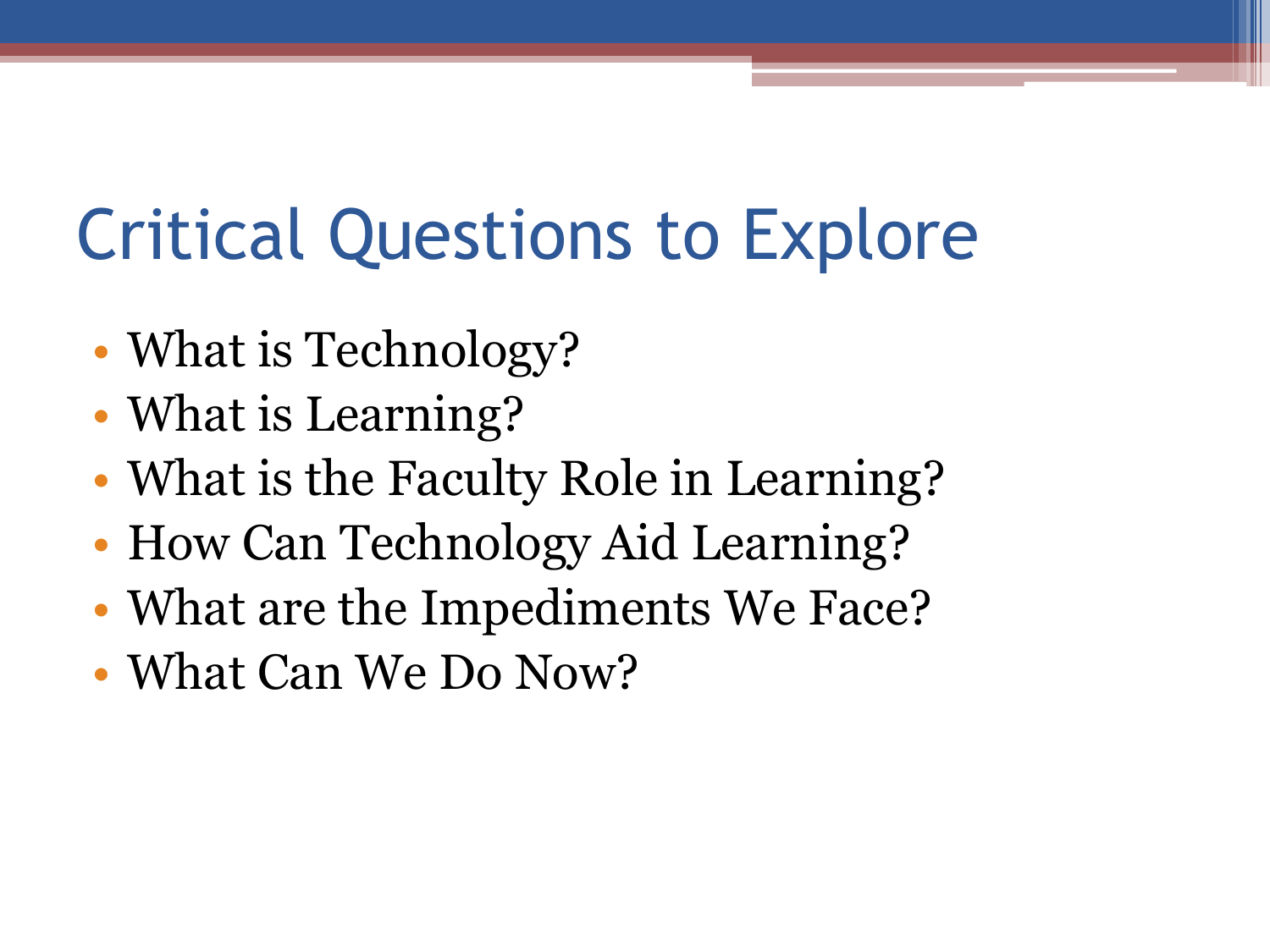# Critical Questions to Explore

- What is Technology?
- What is Learning?
- What is the Faculty Role in Learning?
- How Can Technology Aid Learning?
- What are the Impediments We Face?
- What Can We Do Now?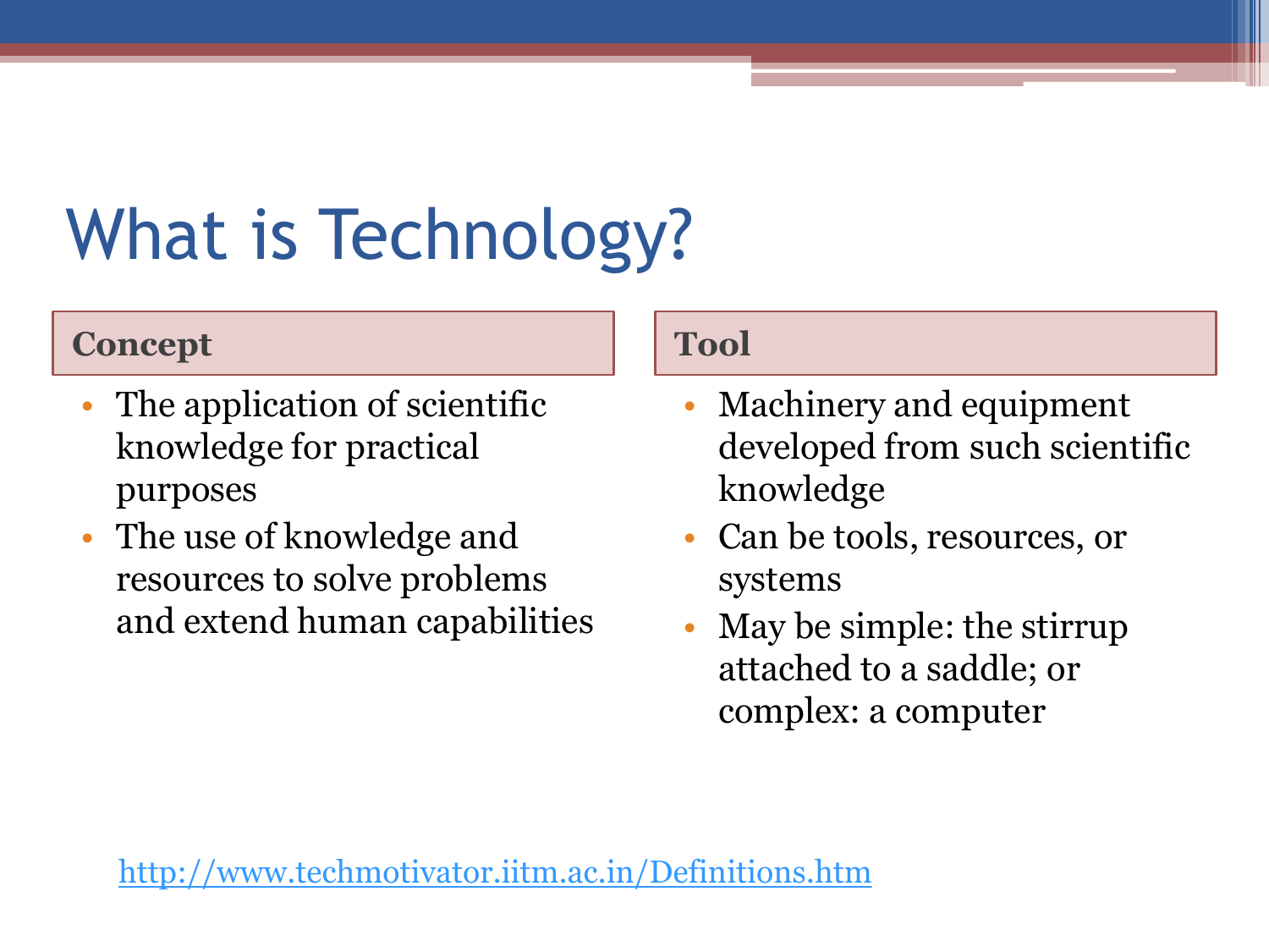# What is Technology?

## Concept

- The application of scientific knowledge for practical purposes
- The use of knowledge and resources to solve problems and extend human capabilities

## Tool

- Machinery and equipment developed from such scientific knowledge
- Can be tools, resources, or systems
- May be simple: the stirrup attached to a saddle; or complex: a computer

http://www.techmotivator.iitm.ac.in/Definitions.htm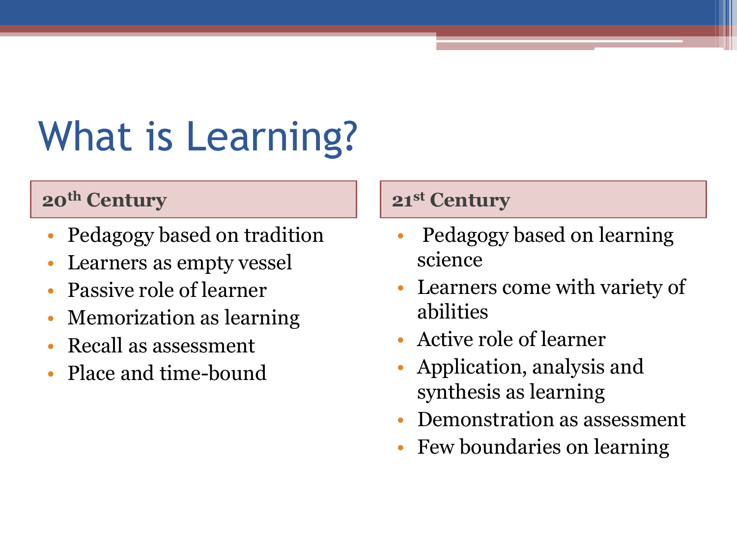# What is Learning?

### 20th Century

- Pedagogy based on tradition
- Learners as empty vessel
- Passive role of learner
- Memorization as learning
- Recall as assessment
- Place and time-bound

### 21st Century

- Pedagogy based on learning science
- Learners come with variety of abilities
- Active role of learner
- Application, analysis and synthesis as learning
- Demonstration as assessment
- Few boundaries on learning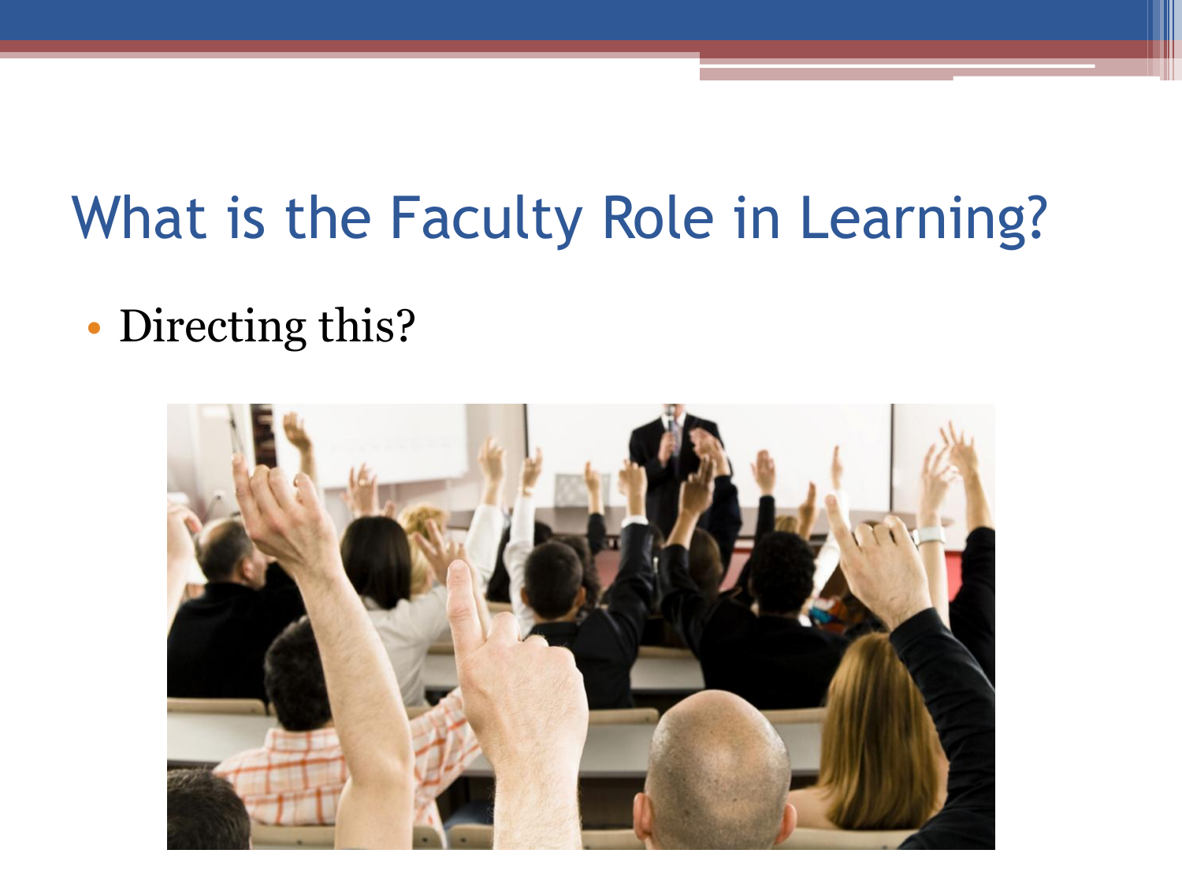# What is the Faculty Role in Learning?

- Directing this?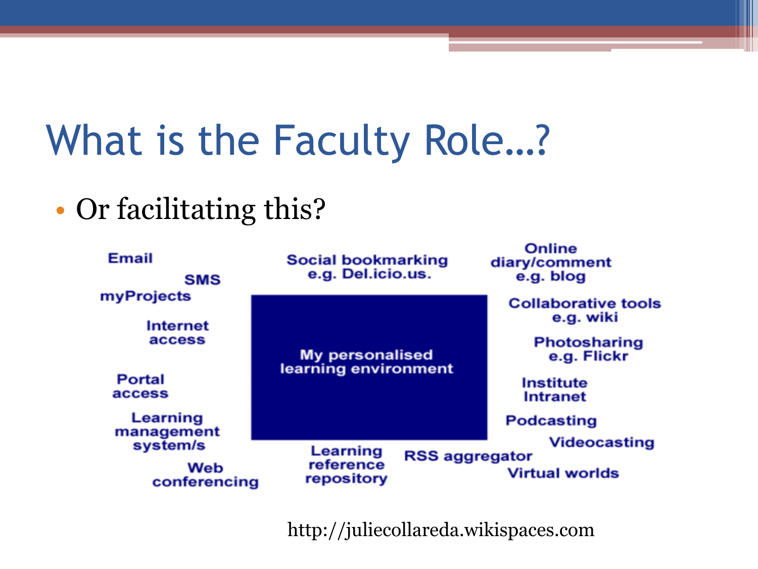# What is the Faculty Role…?

- Or facilitating this?

My personalised learning environment

Email

SMS

myProjects

Internet access

Portal access

Learning management system/s

Web conferencing

Social bookmarking e.g. Del.icio.us.

Learning reference repository

RSS aggregator

Online diary/comment e.g. blog

Collaborative tools e.g. wiki

Photosharing e.g. Flickr

Institute Intranet

Podcasting

Videocasting

Virtual worlds

http://juliecollareda.wikispaces.com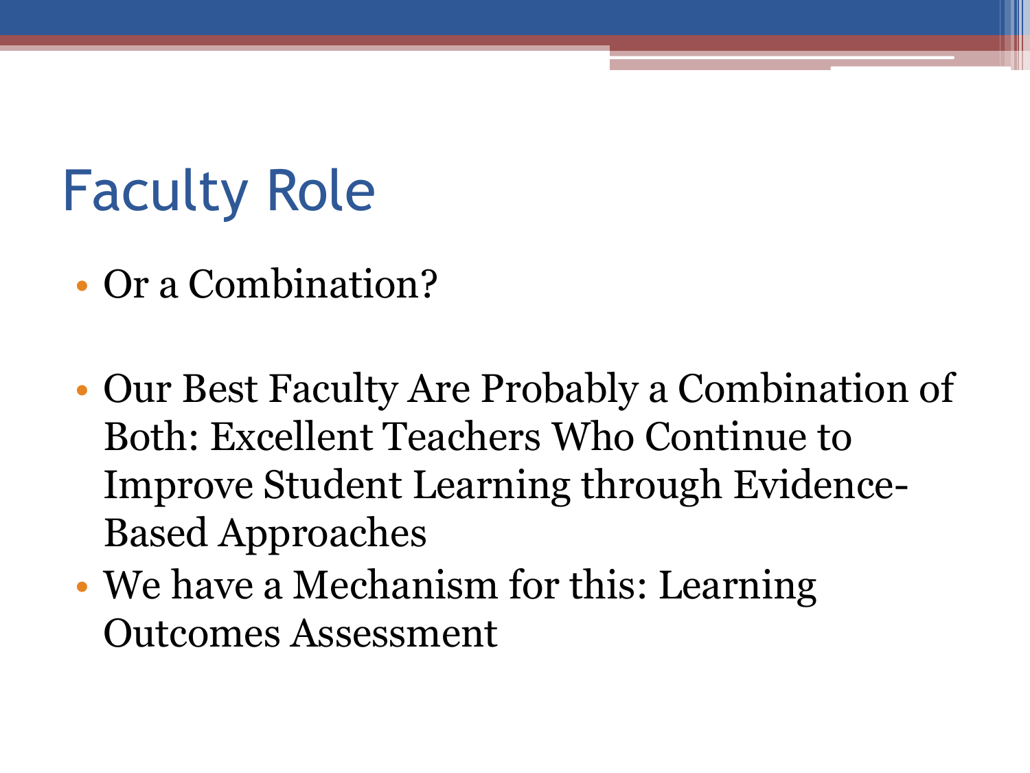# Faculty Role

- Or a Combination?

- Our Best Faculty Are Probably a Combination of Both: Excellent Teachers Who Continue to Improve Student Learning through Evidence-Based Approaches
- We have a Mechanism for this: Learning Outcomes Assessment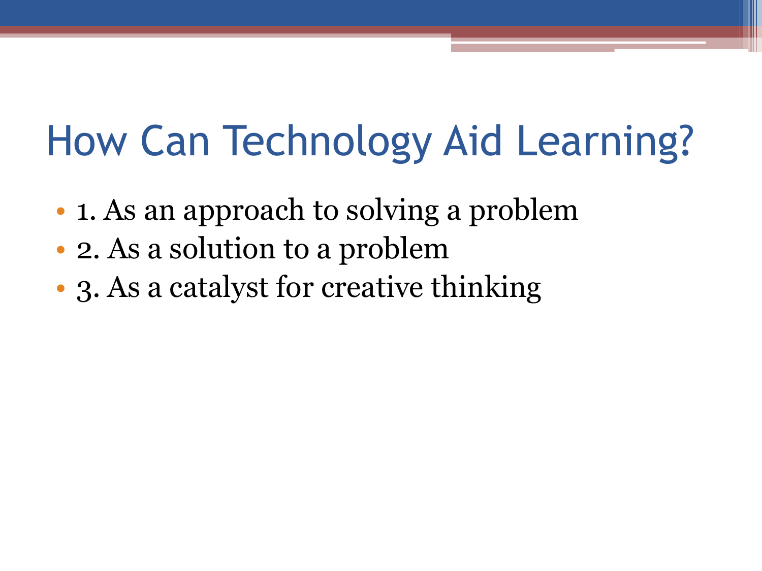# How Can Technology Aid Learning?

- 1. As an approach to solving a problem
- 2. As a solution to a problem
- 3. As a catalyst for creative thinking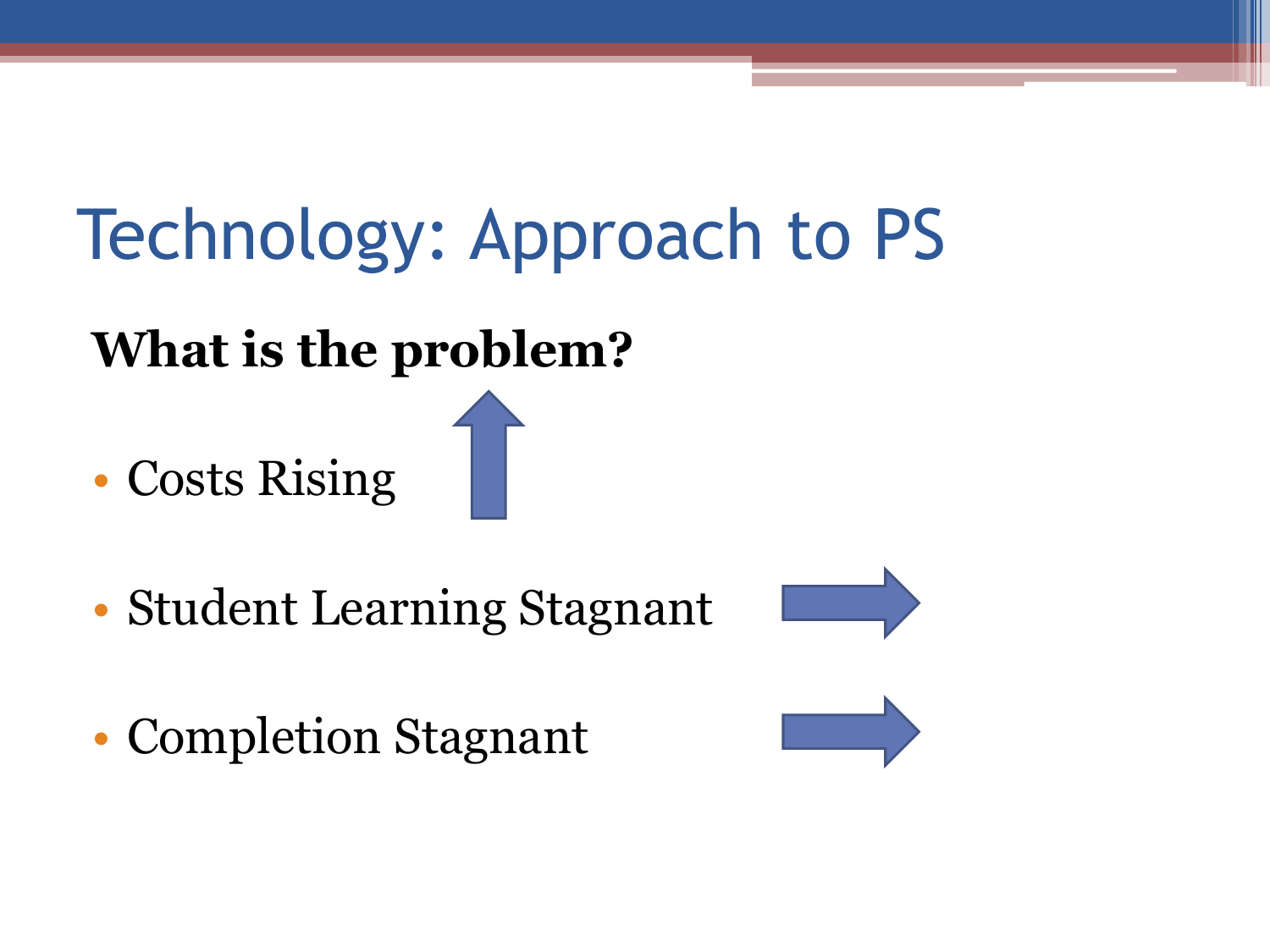# Technology: Approach to PS

**What is the problem?**

- Costs Rising
- Student Learning Stagnant
- Completion Stagnant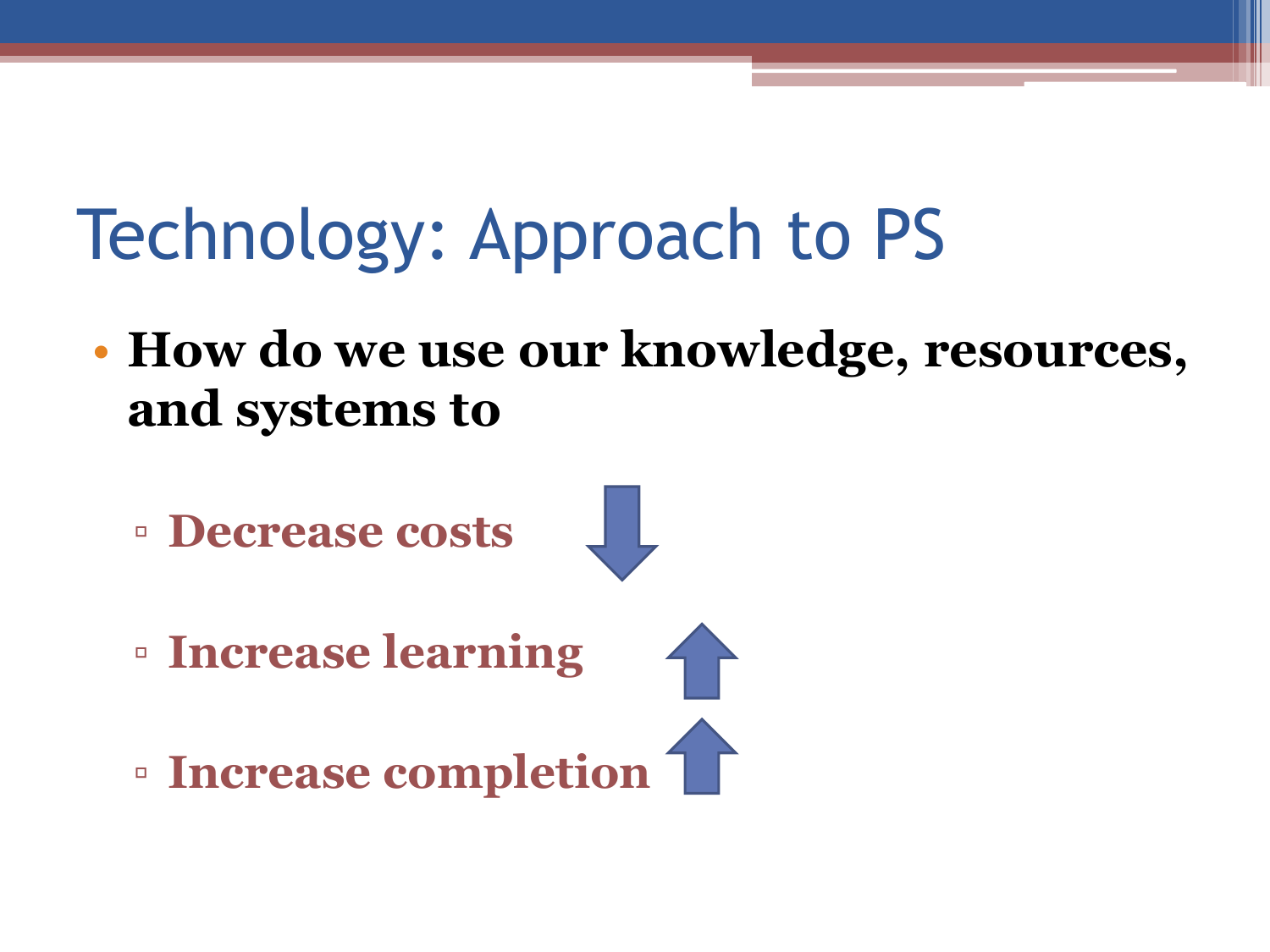# Technology: Approach to PS

- **How do we use our knowledge, resources, and systems to**
  - **Decrease costs**
  - **Increase learning**
  - **Increase completion**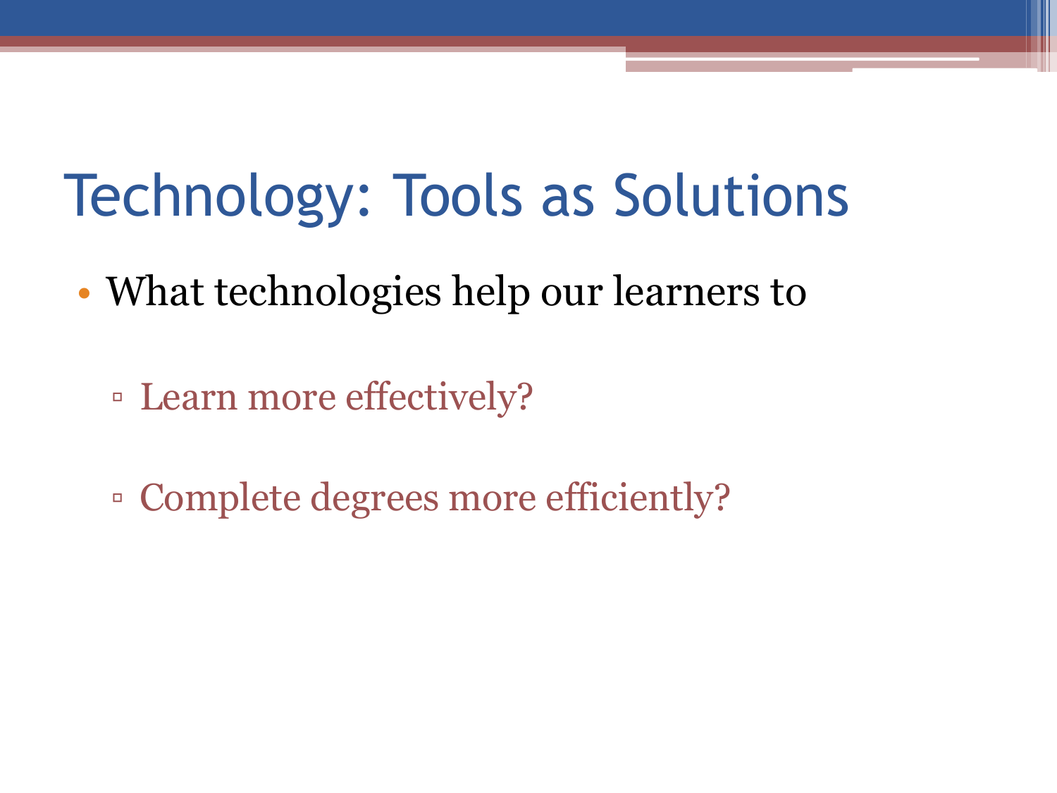# Technology: Tools as Solutions

- What technologies help our learners to
  - Learn more effectively?
  - Complete degrees more efficiently?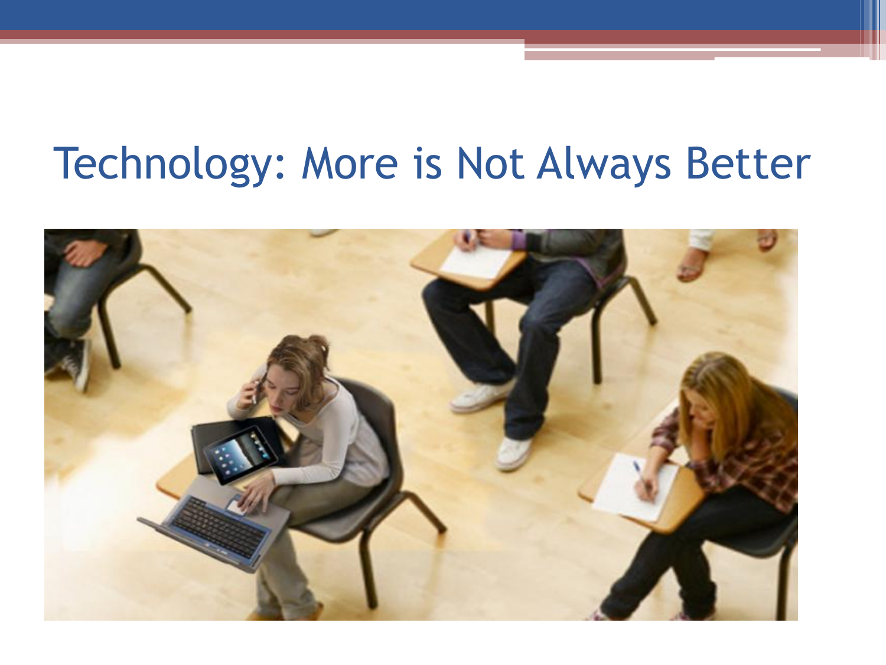# Technology: More is Not Always Better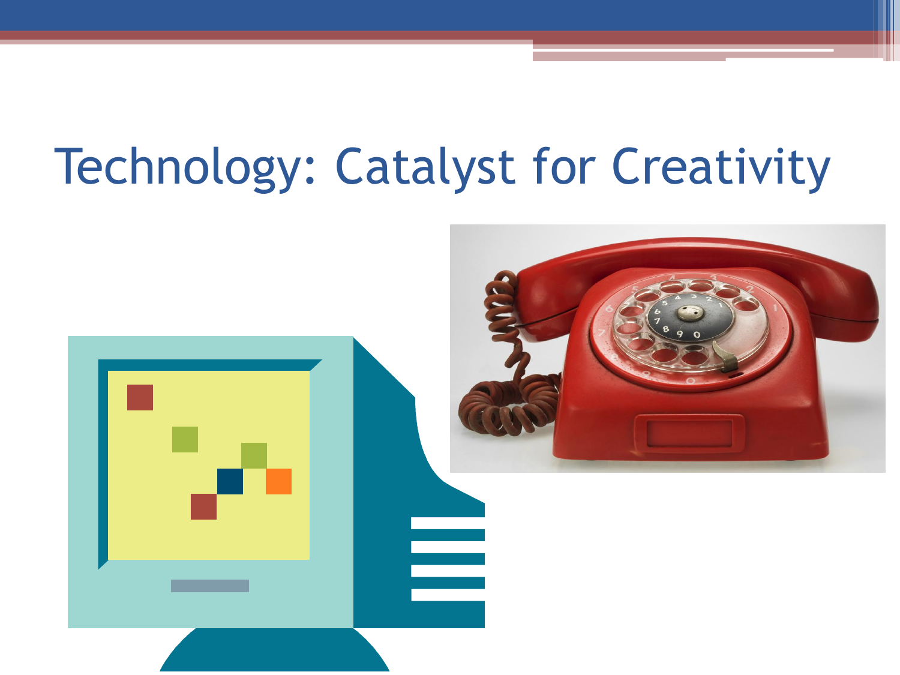# Technology: Catalyst for Creativity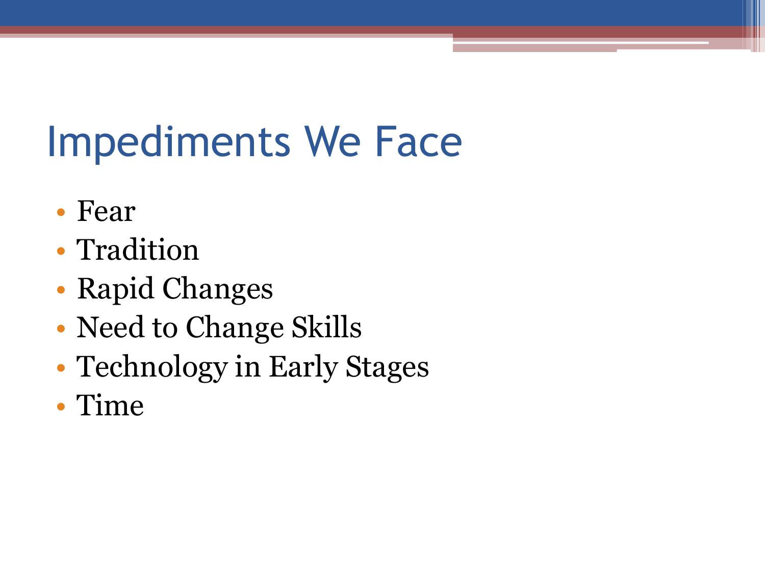# Impediments We Face

- Fear
- Tradition
- Rapid Changes
- Need to Change Skills
- Technology in Early Stages
- Time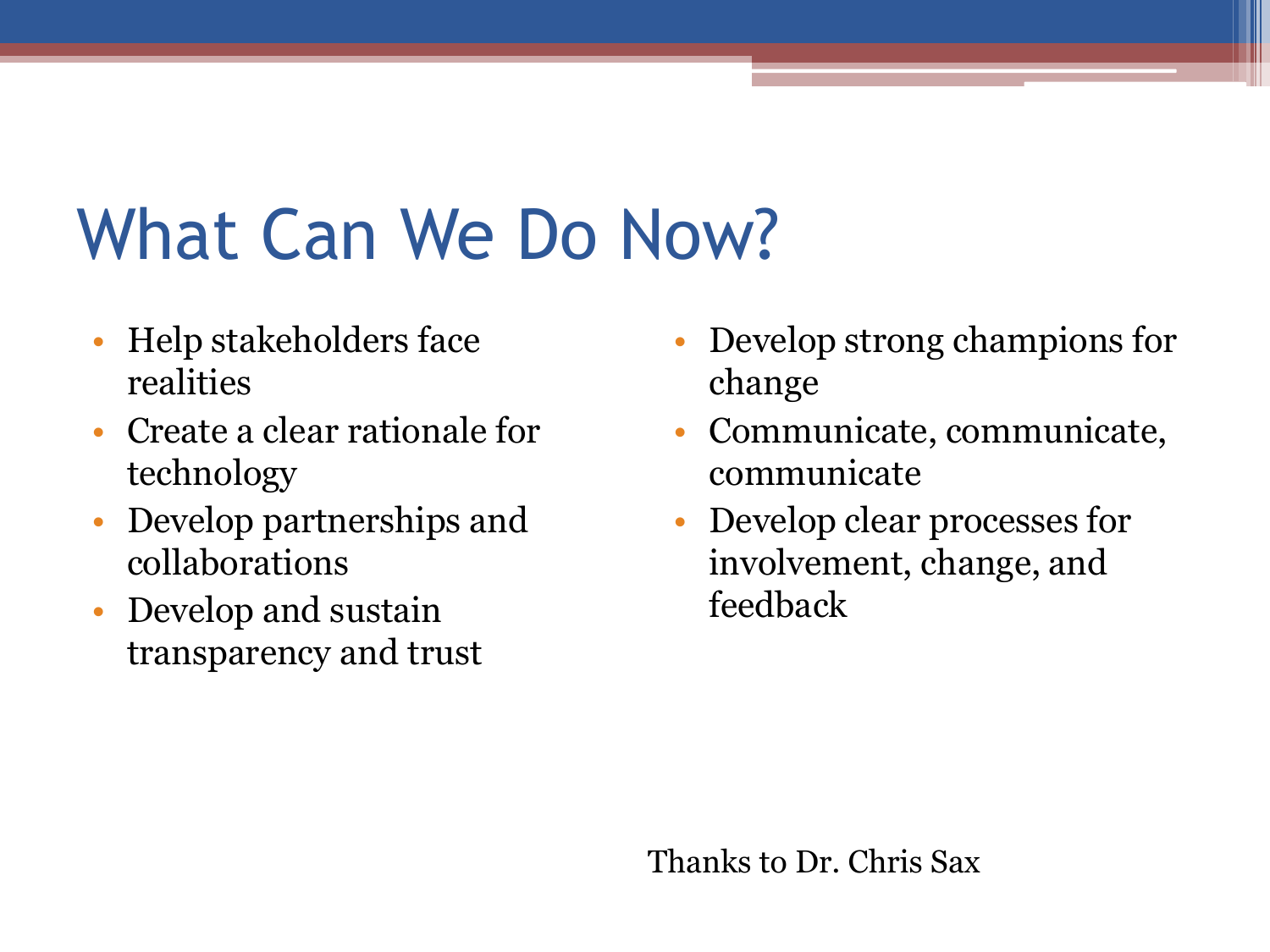# What Can We Do Now?

- Help stakeholders face realities
- Create a clear rationale for technology
- Develop partnerships and collaborations
- Develop and sustain transparency and trust
- Develop strong champions for change
- Communicate, communicate, communicate
- Develop clear processes for involvement, change, and feedback

Thanks to Dr. Chris Sax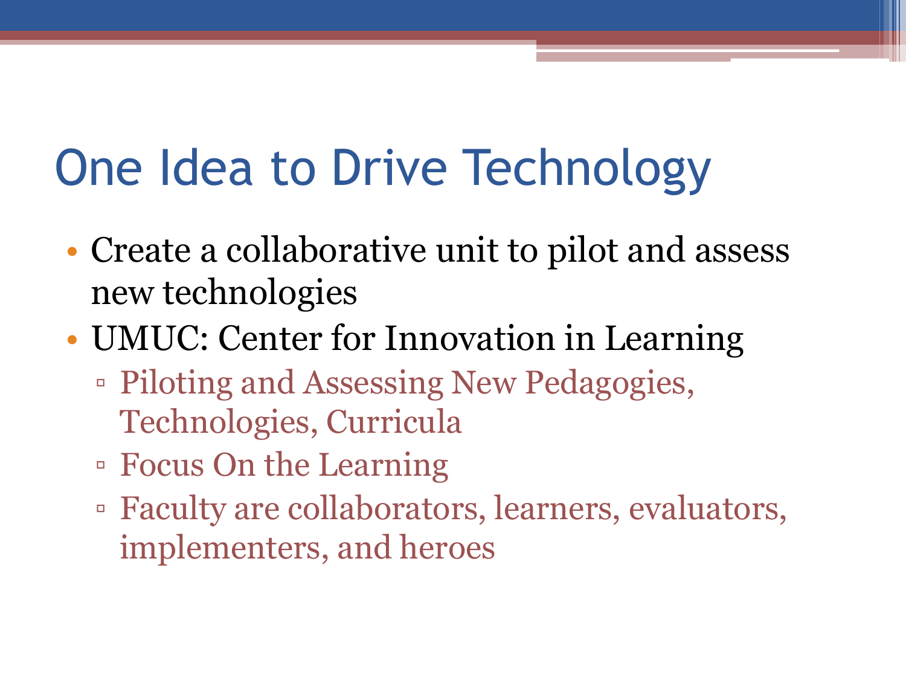# One Idea to Drive Technology

- Create a collaborative unit to pilot and assess new technologies
- UMUC: Center for Innovation in Learning
  - Piloting and Assessing New Pedagogies, Technologies, Curricula
  - Focus On the Learning
  - Faculty are collaborators, learners, evaluators, implementers, and heroes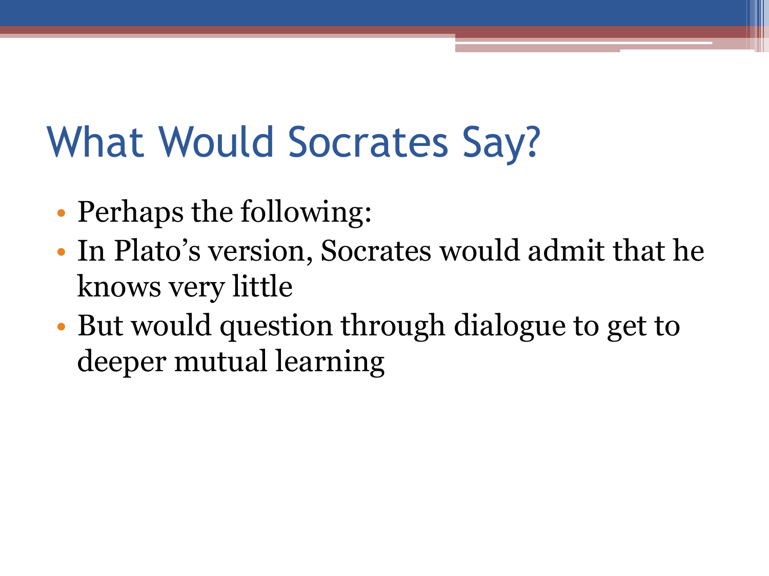# What Would Socrates Say?

- Perhaps the following:
- In Plato's version, Socrates would admit that he knows very little
- But would question through dialogue to get to deeper mutual learning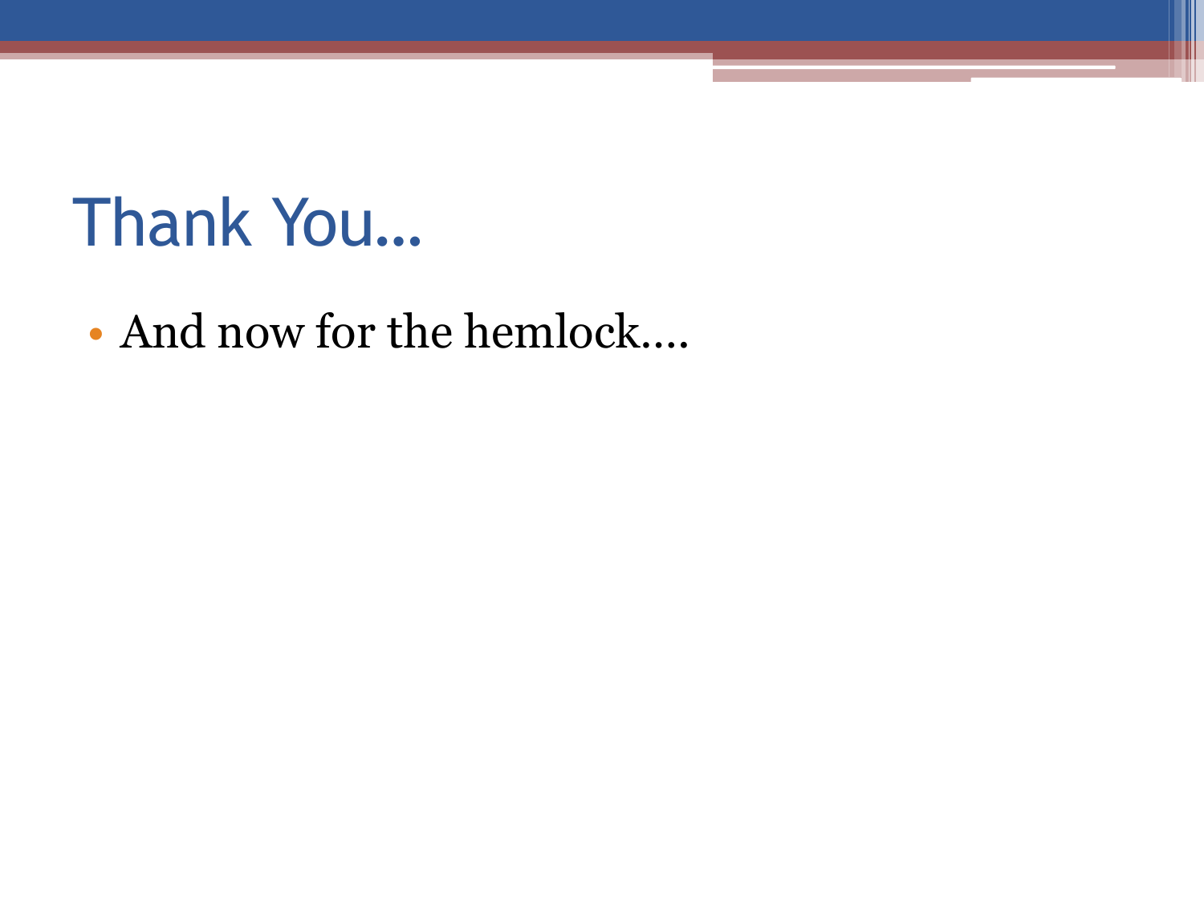# Thank You…

- And now for the hemlock….